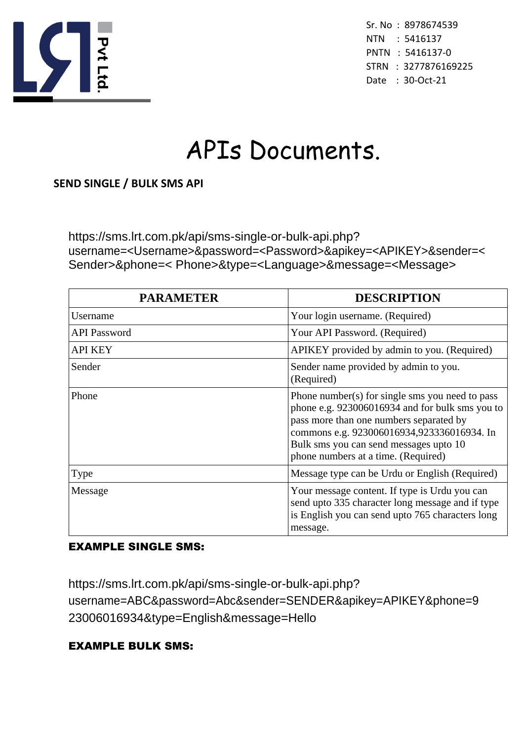LRT Pvt Ltd.

Sr. No : 8978674539
NTN : 5416137
PNTN : 5416137-0
STRN : 3277876169225
Date : 30-Oct-21

# APIs Documents.

## SEND SINGLE / BULK SMS API

https://sms.lrt.com.pk/api/sms-single-or-bulk-api.php?username=<Username>&password=<Password>&apikey=<APIKEY>&sender=<Sender>&phone=< Phone>&type=<Language>&message=<Message>

| PARAMETER | DESCRIPTION |
|---|---|
| Username | Your login username. (Required) |
| API Password | Your API Password. (Required) |
| API KEY | APIKEY provided by admin to you. (Required) |
| Sender | Sender name provided by admin to you. (Required) |
| Phone | Phone number(s) for single sms you need to pass phone e.g. 923006016934 and for bulk sms you to pass more than one numbers separated by commons e.g. 923006016934,923336016934. In Bulk sms you can send messages upto 10 phone numbers at a time. (Required) |
| Type | Message type can be Urdu or English (Required) |
| Message | Your message content. If type is Urdu you can send upto 335 character long message and if type is English you can send upto 765 characters long message. |

**EXAMPLE SINGLE SMS:**

https://sms.lrt.com.pk/api/sms-single-or-bulk-api.php?username=ABC&password=Abc&sender=SENDER&apikey=APIKEY&phone=923006016934&type=English&message=Hello

**EXAMPLE BULK SMS:**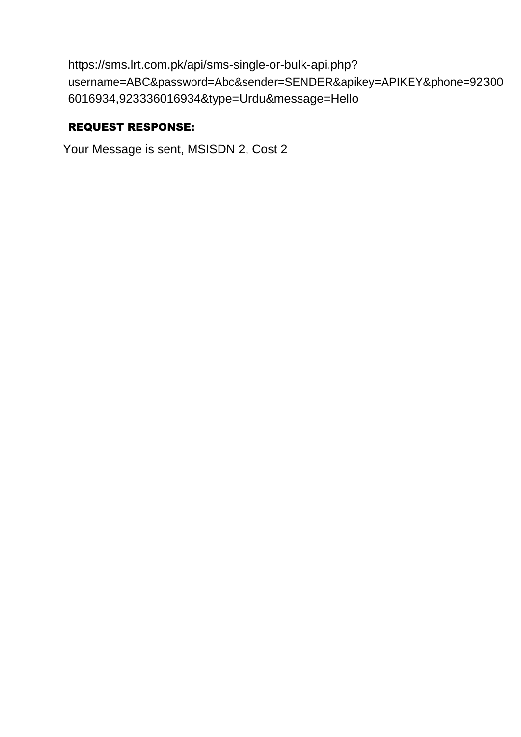https://sms.lrt.com.pk/api/sms-single-or-bulk-api.php?username=ABC&password=Abc&sender=SENDER&apikey=APIKEY&phone=923006016934,923336016934&type=Urdu&message=Hello

**REQUEST RESPONSE:**

Your Message is sent, MSISDN 2, Cost 2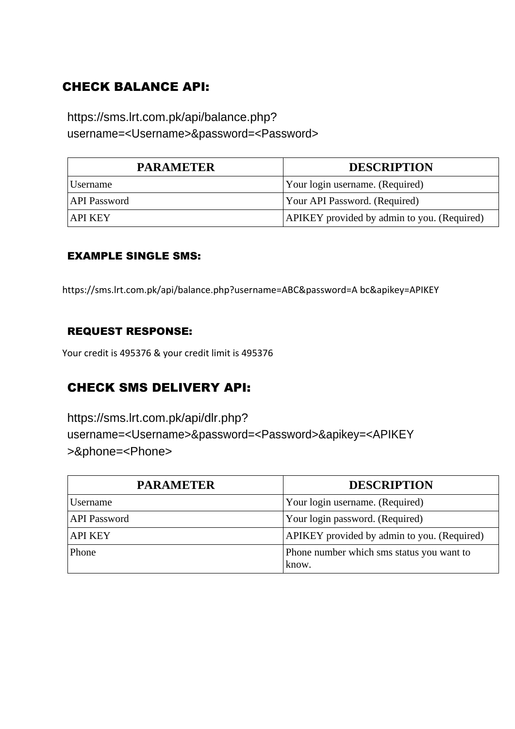## CHECK BALANCE API:

https://sms.lrt.com.pk/api/balance.php?username=<Username>&password=<Password>

| PARAMETER | DESCRIPTION |
| --- | --- |
| Username | Your login username. (Required) |
| API Password | Your API Password. (Required) |
| API KEY | APIKEY provided by admin to you. (Required) |

### EXAMPLE SINGLE SMS:

https://sms.lrt.com.pk/api/balance.php?username=ABC&password=A bc&apikey=APIKEY

### REQUEST RESPONSE:

Your credit is 495376 & your credit limit is 495376

## CHECK SMS DELIVERY API:

https://sms.lrt.com.pk/api/dlr.php?username=<Username>&password=<Password>&apikey=<APIKEY >&phone=<Phone>

| PARAMETER | DESCRIPTION |
| --- | --- |
| Username | Your login username. (Required) |
| API Password | Your login password. (Required) |
| API KEY | APIKEY provided by admin to you. (Required) |
| Phone | Phone number which sms status you want to know. |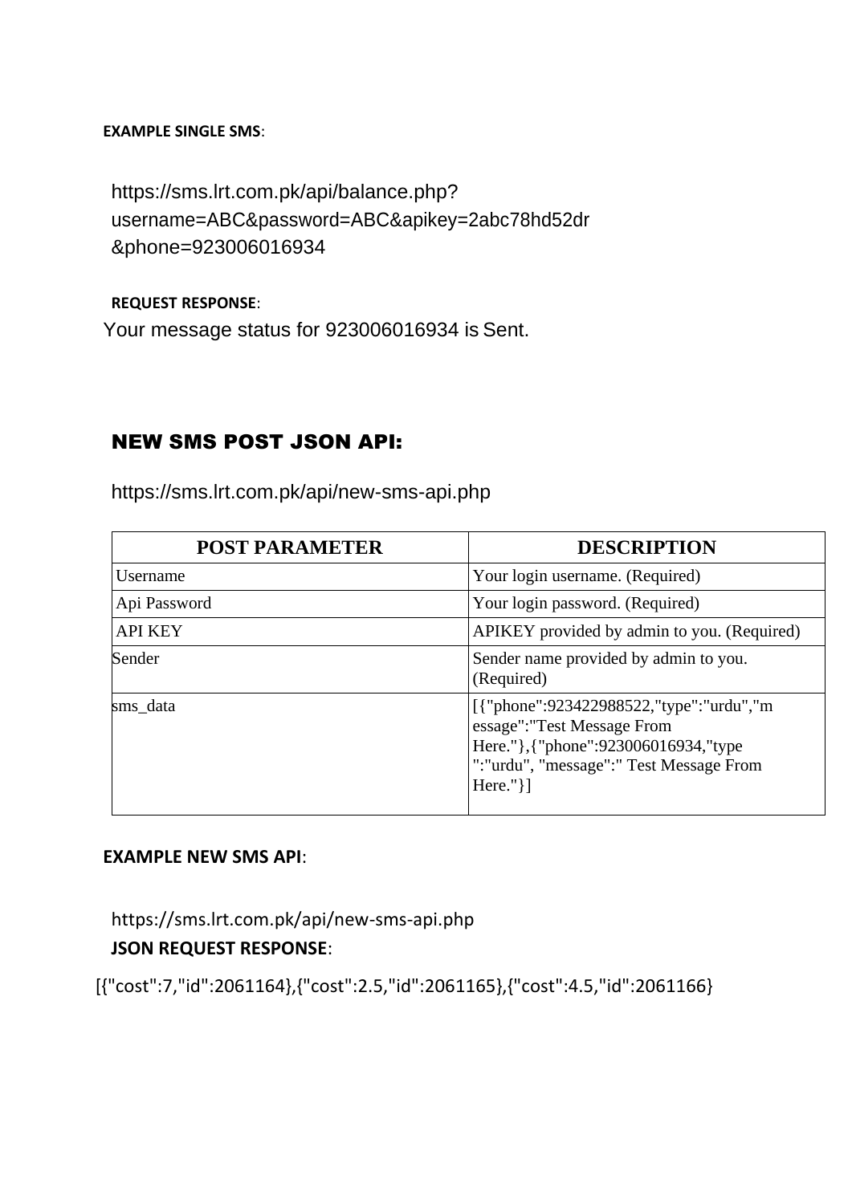**EXAMPLE SINGLE SMS**:

https://sms.lrt.com.pk/api/balance.php?username=ABC&password=ABC&apikey=2abc78hd52dr&phone=923006016934

**REQUEST RESPONSE**:

Your message status for 923006016934 is Sent.

## NEW SMS POST JSON API:

https://sms.lrt.com.pk/api/new-sms-api.php

| POST PARAMETER | DESCRIPTION |
|---|---|
| Username | Your login username. (Required) |
| Api Password | Your login password. (Required) |
| API KEY | APIKEY provided by admin to you. (Required) |
| Sender | Sender name provided by admin to you. (Required) |
| sms_data | [{"phone":923422988522,"type":"urdu","message":"Test Message From Here."},{"phone":923006016934,"type":"urdu", "message":" Test Message From Here."}] |

**EXAMPLE NEW SMS API**:

https://sms.lrt.com.pk/api/new-sms-api.php

**JSON REQUEST RESPONSE**:

[{"cost":7,"id":2061164},{"cost":2.5,"id":2061165},{"cost":4.5,"id":2061166}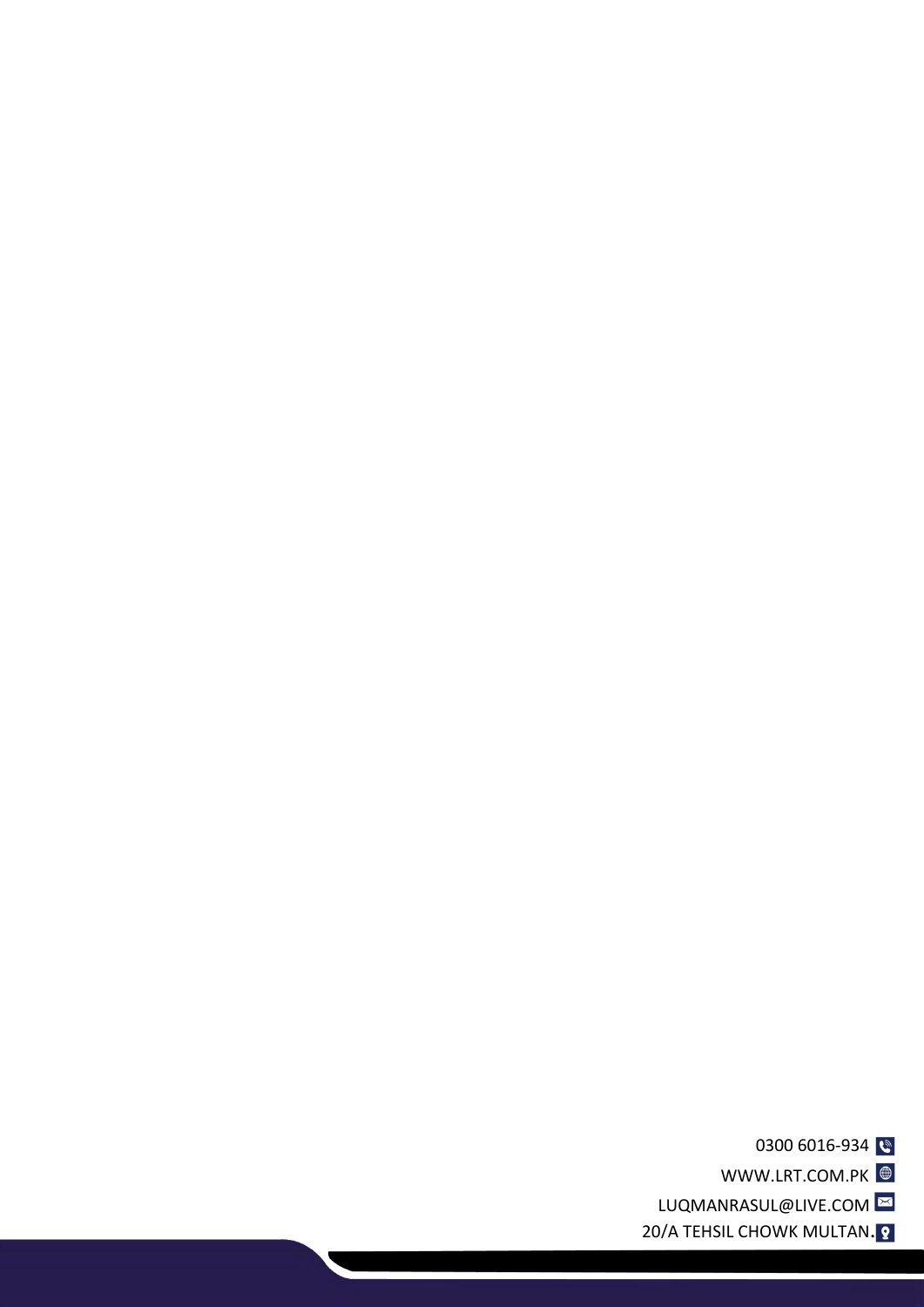0300 6016-934

WWW.LRT.COM.PK

LUQMANRASUL@LIVE.COM

20/A TEHSIL CHOWK MULTAN.